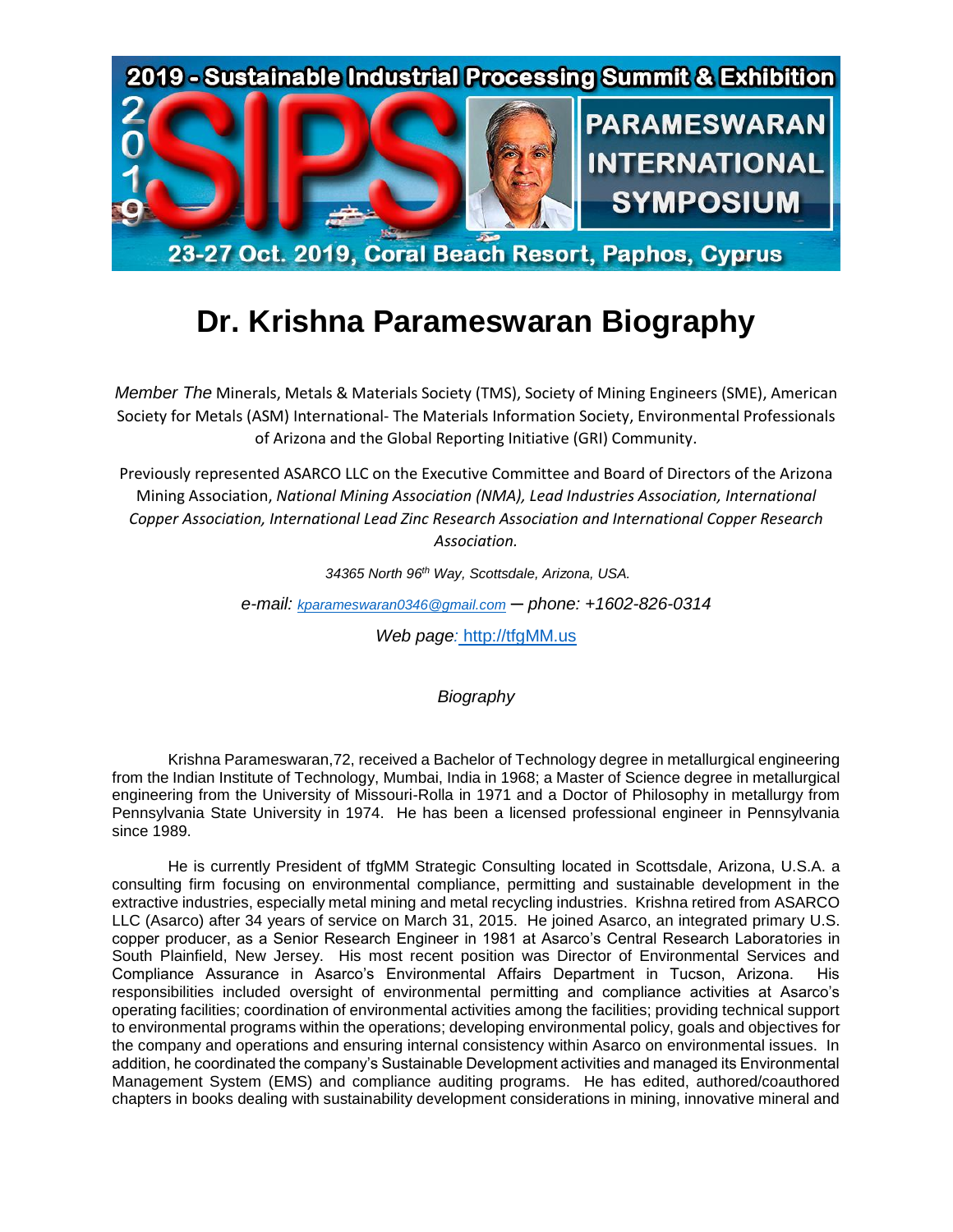2019 - Sustainable Industrial Processing Summit & Exhibition

PARAMESWARAN INTERNATIONAL SYMPOSIUM

23-27 Oct. 2019, Coral Beach Resort, Paphos, Cyprus

# Dr. Krishna Parameswaran Biography

*Member The* Minerals, Metals & Materials Society (TMS), Society of Mining Engineers (SME), American Society for Metals (ASM) International- The Materials Information Society, Environmental Professionals of Arizona and the Global Reporting Initiative (GRI) Community.

Previously represented ASARCO LLC on the Executive Committee and Board of Directors of the Arizona Mining Association, *National Mining Association (NMA), Lead Industries Association, International Copper Association, International Lead Zinc Research Association and International Copper Research Association.*

*34365 North 96th Way, Scottsdale, Arizona, USA.*

*e-mail: kparameswaran0346@gmail.com — phone: +1602-826-0314*

*Web page:* http://tfgMM.us

*Biography*

Krishna Parameswaran,72, received a Bachelor of Technology degree in metallurgical engineering from the Indian Institute of Technology, Mumbai, India in 1968; a Master of Science degree in metallurgical engineering from the University of Missouri-Rolla in 1971 and a Doctor of Philosophy in metallurgy from Pennsylvania State University in 1974. He has been a licensed professional engineer in Pennsylvania since 1989.

He is currently President of tfgMM Strategic Consulting located in Scottsdale, Arizona, U.S.A. a consulting firm focusing on environmental compliance, permitting and sustainable development in the extractive industries, especially metal mining and metal recycling industries. Krishna retired from ASARCO LLC (Asarco) after 34 years of service on March 31, 2015. He joined Asarco, an integrated primary U.S. copper producer, as a Senior Research Engineer in 1981 at Asarco's Central Research Laboratories in South Plainfield, New Jersey. His most recent position was Director of Environmental Services and Compliance Assurance in Asarco's Environmental Affairs Department in Tucson, Arizona. His responsibilities included oversight of environmental permitting and compliance activities at Asarco's operating facilities; coordination of environmental activities among the facilities; providing technical support to environmental programs within the operations; developing environmental policy, goals and objectives for the company and operations and ensuring internal consistency within Asarco on environmental issues. In addition, he coordinated the company's Sustainable Development activities and managed its Environmental Management System (EMS) and compliance auditing programs. He has edited, authored/coauthored chapters in books dealing with sustainability development considerations in mining, innovative mineral and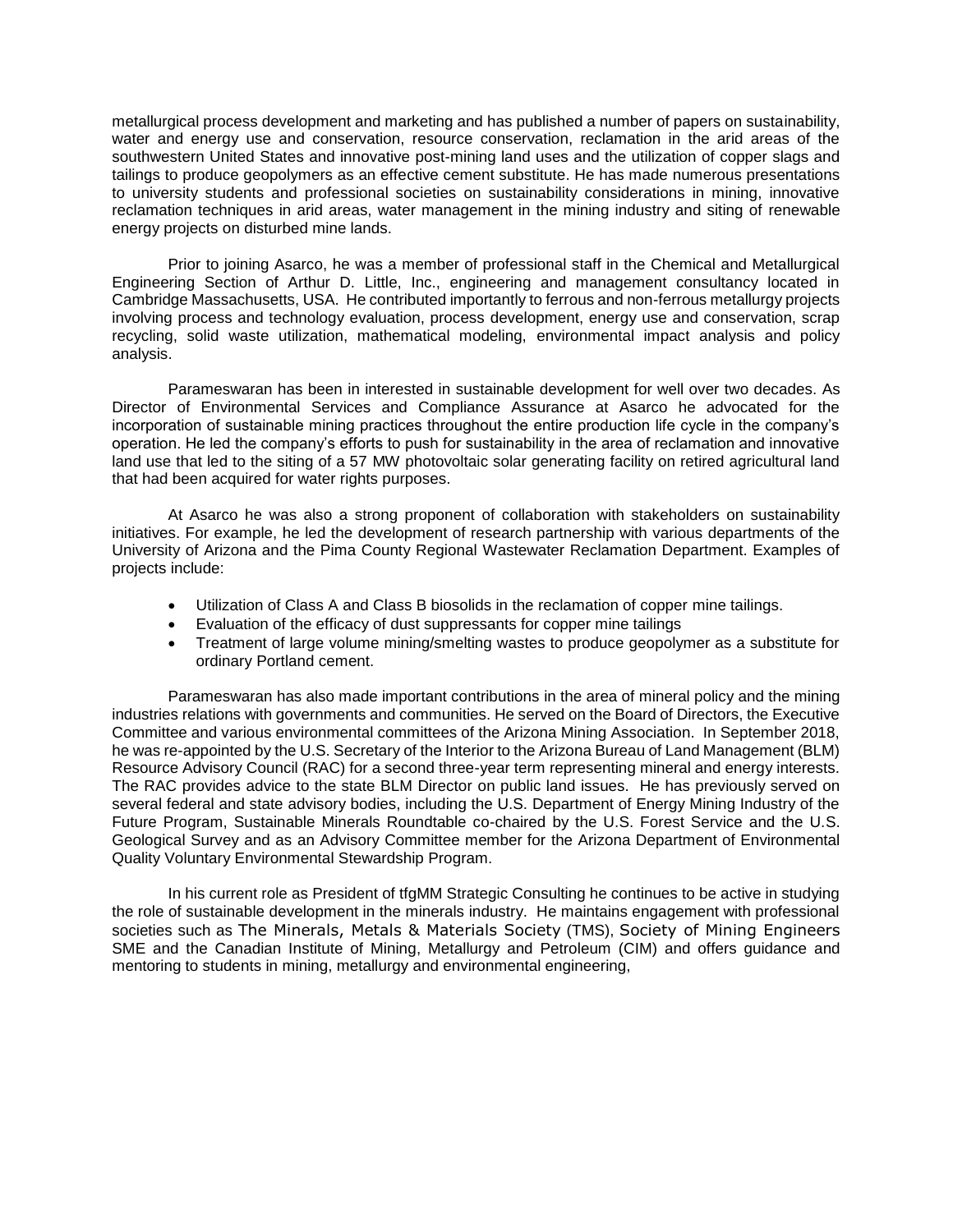metallurgical process development and marketing and has published a number of papers on sustainability, water and energy use and conservation, resource conservation, reclamation in the arid areas of the southwestern United States and innovative post-mining land uses and the utilization of copper slags and tailings to produce geopolymers as an effective cement substitute. He has made numerous presentations to university students and professional societies on sustainability considerations in mining, innovative reclamation techniques in arid areas, water management in the mining industry and siting of renewable energy projects on disturbed mine lands.

Prior to joining Asarco, he was a member of professional staff in the Chemical and Metallurgical Engineering Section of Arthur D. Little, Inc., engineering and management consultancy located in Cambridge Massachusetts, USA. He contributed importantly to ferrous and non-ferrous metallurgy projects involving process and technology evaluation, process development, energy use and conservation, scrap recycling, solid waste utilization, mathematical modeling, environmental impact analysis and policy analysis.

Parameswaran has been in interested in sustainable development for well over two decades. As Director of Environmental Services and Compliance Assurance at Asarco he advocated for the incorporation of sustainable mining practices throughout the entire production life cycle in the company's operation. He led the company's efforts to push for sustainability in the area of reclamation and innovative land use that led to the siting of a 57 MW photovoltaic solar generating facility on retired agricultural land that had been acquired for water rights purposes.

At Asarco he was also a strong proponent of collaboration with stakeholders on sustainability initiatives. For example, he led the development of research partnership with various departments of the University of Arizona and the Pima County Regional Wastewater Reclamation Department. Examples of projects include:

- Utilization of Class A and Class B biosolids in the reclamation of copper mine tailings.
- Evaluation of the efficacy of dust suppressants for copper mine tailings
- Treatment of large volume mining/smelting wastes to produce geopolymer as a substitute for ordinary Portland cement.

Parameswaran has also made important contributions in the area of mineral policy and the mining industries relations with governments and communities. He served on the Board of Directors, the Executive Committee and various environmental committees of the Arizona Mining Association. In September 2018, he was re-appointed by the U.S. Secretary of the Interior to the Arizona Bureau of Land Management (BLM) Resource Advisory Council (RAC) for a second three-year term representing mineral and energy interests. The RAC provides advice to the state BLM Director on public land issues. He has previously served on several federal and state advisory bodies, including the U.S. Department of Energy Mining Industry of the Future Program, Sustainable Minerals Roundtable co-chaired by the U.S. Forest Service and the U.S. Geological Survey and as an Advisory Committee member for the Arizona Department of Environmental Quality Voluntary Environmental Stewardship Program.

In his current role as President of tfgMM Strategic Consulting he continues to be active in studying the role of sustainable development in the minerals industry. He maintains engagement with professional societies such as The Minerals, Metals & Materials Society (TMS), Society of Mining Engineers SME and the Canadian Institute of Mining, Metallurgy and Petroleum (CIM) and offers guidance and mentoring to students in mining, metallurgy and environmental engineering,